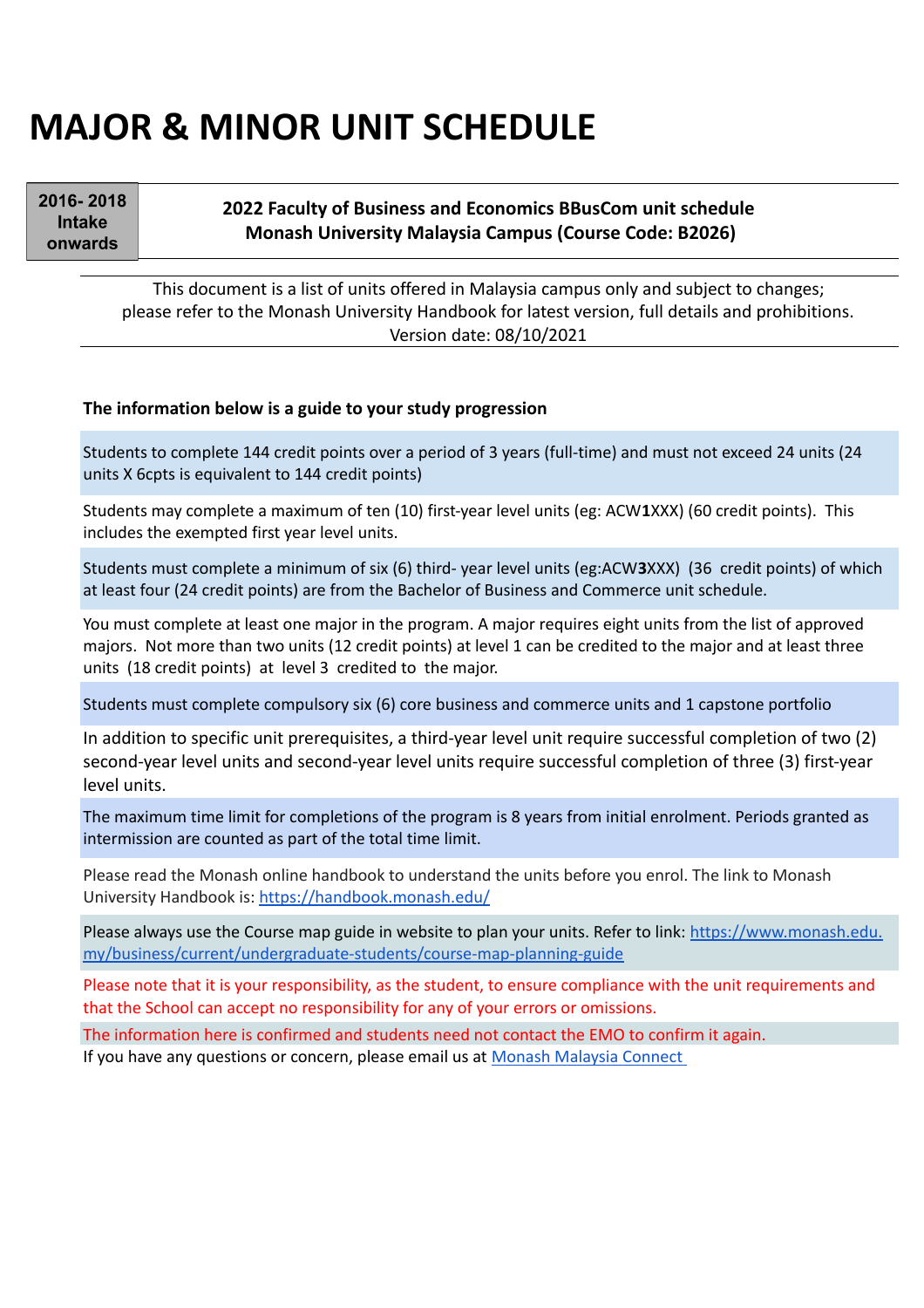# MAJOR & MINOR UNIT SCHEDULE

| 2016- 2018 Intake onwards | 2022 Faculty of Business and Economics BBusCom unit schedule<br>Monash University Malaysia Campus (Course Code: B2026) |
|---|---|

This document is a list of units offered in Malaysia campus only and subject to changes; please refer to the Monash University Handbook for latest version, full details and prohibitions.
Version date: 08/10/2021

**The information below is a guide to your study progression**

Students to complete 144 credit points over a period of 3 years (full-time) and must not exceed 24 units (24 units X 6cpts is equivalent to 144 credit points)

Students may complete a maximum of ten (10) first-year level units (eg: ACW**1**XXX) (60 credit points). This includes the exempted first year level units.

Students must complete a minimum of six (6) third- year level units (eg:ACW**3**XXX) (36 credit points) of which at least four (24 credit points) are from the Bachelor of Business and Commerce unit schedule.

You must complete at least one major in the program. A major requires eight units from the list of approved majors. Not more than two units (12 credit points) at level 1 can be credited to the major and at least three units (18 credit points) at level 3 credited to the major.

Students must complete compulsory six (6) core business and commerce units and 1 capstone portfolio

In addition to specific unit prerequisites, a third-year level unit require successful completion of two (2) second-year level units and second-year level units require successful completion of three (3) first-year level units.

The maximum time limit for completions of the program is 8 years from initial enrolment. Periods granted as intermission are counted as part of the total time limit.

Please read the Monash online handbook to understand the units before you enrol. The link to Monash University Handbook is: [https://handbook.monash.edu/](https://handbook.monash.edu/)

Please always use the Course map guide in website to plan your units. Refer to link: [https://www.monash.edu.my/business/current/undergraduate-students/course-map-planning-guide](https://www.monash.edu.my/business/current/undergraduate-students/course-map-planning-guide)

Please note that it is your responsibility, as the student, to ensure compliance with the unit requirements and that the School can accept no responsibility for any of your errors or omissions.

The information here is confirmed and students need not contact the EMO to confirm it again.

If you have any questions or concern, please email us at Monash Malaysia Connect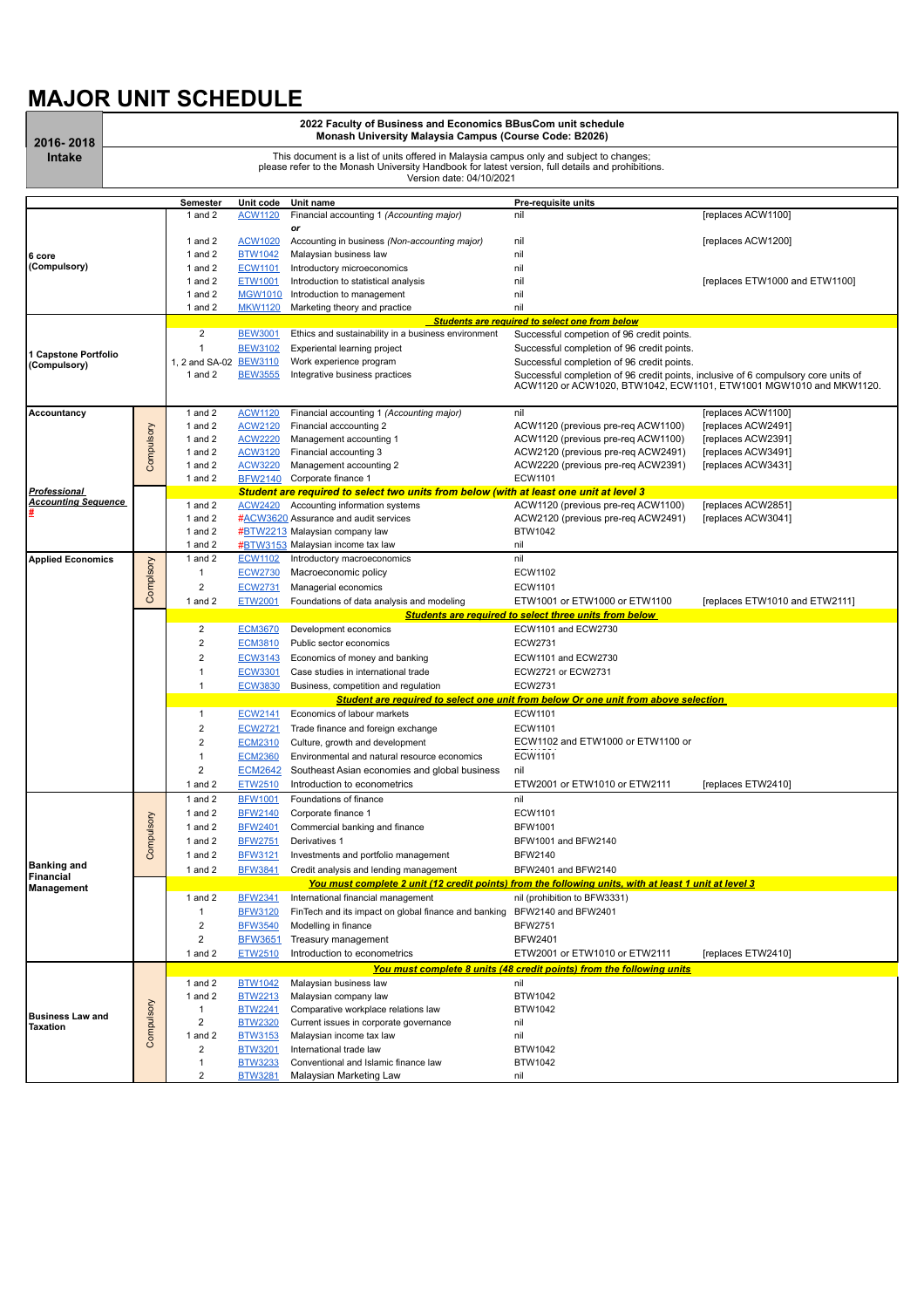# MAJOR UNIT SCHEDULE

| 2016- 2018 Intake | 2022 Faculty of Business and Economics BBusCom unit schedule<br>Monash University Malaysia Campus (Course Code: B2026) |
|---|---|
| | This document is a list of units offered in Malaysia campus only and subject to changes;<br>please refer to the Monash University Handbook for latest version, full details and prohibitions.<br>Version date: 04/10/2021 |

| | | Semester | Unit code | Unit name | Pre-requisite units | |
|---|---|---|---|---|---|---|
| 6 core (Compulsory) | | 1 and 2 | ACW1120 | Financial accounting 1 *(Accounting major)* | nil | [replaces ACW1100] |
| | | | | ***or*** | | |
| | | 1 and 2 | ACW1020 | Accounting in business *(Non-accounting major)* | nil | [replaces ACW1200] |
| | | 1 and 2 | BTW1042 | Malaysian business law | nil | |
| | | 1 and 2 | ECW1101 | Introductory microeconomics | nil | |
| | | 1 and 2 | ETW1001 | Introduction to statistical analysis | nil | [replaces ETW1000 and ETW1100] |
| | | 1 and 2 | MGW1010 | Introduction to management | nil | |
| | | 1 and 2 | MKW1120 | Marketing theory and practice | nil | |
| 1 Capstone Portfolio (Compulsory) | | | | ***Students are required to select one from below*** | | |
| | | 2 | BEW3001 | Ethics and sustainability in a business environment | Successful competion of 96 credit points. | |
| | | 1 | BEW3102 | Experiential learning project | Successful completion of 96 credit points. | |
| | | 1, 2 and SA-02 | BEW3110 | Work experience program | Successful completion of 96 credit points. | |
| | | 1 and 2 | BEW3555 | Integrative business practices | Successful completion of 96 credit points, inclusive of 6 compulsory core units of ACW1120 or ACW1020, BTW1042, ECW1101, ETW1001 MGW1010 and MKW1120. | |
| Accountancy | Compulsory | 1 and 2 | ACW1120 | Financial accounting 1 *(Accounting major)* | nil | [replaces ACW1100] |
| | | 1 and 2 | ACW2120 | Financial acccounting 2 | ACW1120 (previous pre-req ACW1100) | [replaces ACW2491] |
| | | 1 and 2 | ACW2220 | Management accounting 1 | ACW1120 (previous pre-req ACW1100) | [replaces ACW2391] |
| | | 1 and 2 | ACW3120 | Financial accounting 3 | ACW2120 (previous pre-req ACW2491) | [replaces ACW3491] |
| | | 1 and 2 | ACW3220 | Management accounting 2 | ACW2220 (previous pre-req ACW2391) | [replaces ACW3431] |
| | | 1 and 2 | BFW2140 | Corporate finance 1 | ECW1101 | |
| ***Professional Accounting Sequence #*** | | | | ***Student are required to select two units from below (with at least one unit at level 3*** | | |
| | | 1 and 2 | ACW2420 | Accounting information systems | ACW1120 (previous pre-req ACW1100) | [replaces ACW2851] |
| | | 1 and 2 | #ACW3620 | Assurance and audit services | ACW2120 (previous pre-req ACW2491) | [replaces ACW3041] |
| | | 1 and 2 | #BTW2213 | Malaysian company law | BTW1042 | |
| | | 1 and 2 | #BTW3153 | Malaysian income tax law | nil | |
| Applied Economics | Complsory | 1 and 2 | ECW1102 | Introductory macroeconomics | nil | |
| | | 1 | ECW2730 | Macroeconomic policy | ECW1102 | |
| | | 2 | ECW2731 | Managerial economics | ECW1101 | |
| | | 1 and 2 | ETW2001 | Foundations of data analysis and modeling | ETW1001 or ETW1000 or ETW1100 | [replaces ETW1010 and ETW2111] |
| | | | | ***Students are required to select three units from below*** | | |
| | | 2 | ECM3670 | Development economics | ECW1101 and ECW2730 | |
| | | 2 | ECM3810 | Public sector economics | ECW2731 | |
| | | 2 | ECW3143 | Economics of money and banking | ECW1101 and ECW2730 | |
| | | 1 | ECW3301 | Case studies in international trade | ECW2721 or ECW2731 | |
| | | 1 | ECW3830 | Business, competition and regulation | ECW2731 | |
| | | | | ***Student are required to select one unit from below Or one unit from above selection*** | | |
| | | 1 | ECW2141 | Economics of labour markets | ECW1101 | |
| | | 2 | ECW2721 | Trade finance and foreign exchange | ECW1101 | |
| | | 2 | ECM2310 | Culture, growth and development | ECW1102 and ETW1000 or ETW1100 or | |
| | | 1 | ECM2360 | Environmental and natural resource economics | ECW1101 | |
| | | 2 | ECM2642 | Southeast Asian economies and global business | nil | |
| | | 1 and 2 | ETW2510 | Introduction to econometrics | ETW2001 or ETW1010 or ETW2111 | [replaces ETW2410] |
| Banking and Financial Management | Compulsory | 1 and 2 | BFW1001 | Foundations of finance | nil | |
| | | 1 and 2 | BFW2140 | Corporate finance 1 | ECW1101 | |
| | | 1 and 2 | BFW2401 | Commercial banking and finance | BFW1001 | |
| | | 1 and 2 | BFW2751 | Derivatives 1 | BFW1001 and BFW2140 | |
| | | 1 and 2 | BFW3121 | Investments and portfolio management | BFW2140 | |
| | | 1 and 2 | BFW3841 | Credit analysis and lending management | BFW2401 and BFW2140 | |
| | | | | ***You must complete 2 unit (12 credit points) from the following units, with at least 1 unit at level 3*** | | |
| | | 1 and 2 | BFW2341 | International financial management | nil (prohibition to BFW3331) | |
| | | 1 | BFW3120 | FinTech and its impact on global finance and banking | BFW2140 and BFW2401 | |
| | | 2 | BFW3540 | Modelling in finance | BFW2751 | |
| | | 2 | BFW3651 | Treasury management | BFW2401 | |
| | | 1 and 2 | ETW2510 | Introduction to econometrics | ETW2001 or ETW1010 or ETW2111 | [replaces ETW2410] |
| Business Law and Taxation | Compulsory | | | ***You must complete 8 units (48 credit points) from the following units*** | | |
| | | 1 and 2 | BTW1042 | Malaysian business law | nil | |
| | | 1 and 2 | BTW2213 | Malaysian company law | BTW1042 | |
| | | 1 | BTW2241 | Comparative workplace relations law | BTW1042 | |
| | | 2 | BTW2320 | Current issues in corporate governance | nil | |
| | | 1 and 2 | BTW3153 | Malaysian income tax law | nil | |
| | | 2 | BTW3201 | International trade law | BTW1042 | |
| | | 1 | BTW3233 | Conventional and Islamic finance law | BTW1042 | |
| | | 2 | BTW3281 | Malaysian Marketing Law | nil | |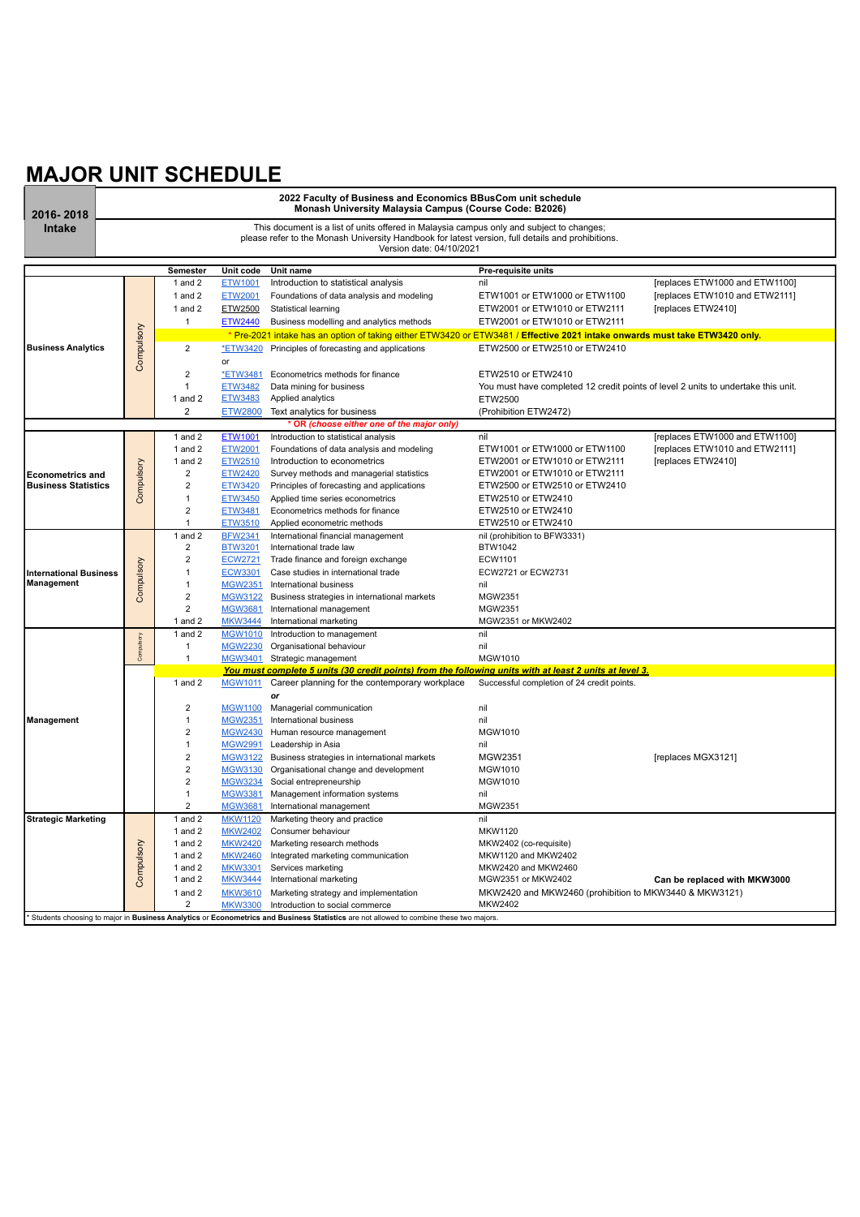# MAJOR UNIT SCHEDULE

**2016- 2018 Intake**

**2022 Faculty of Business and Economics BBusCom unit schedule**
**Monash University Malaysia Campus (Course Code: B2026)**

This document is a list of units offered in Malaysia campus only and subject to changes; please refer to the Monash University Handbook for latest version, full details and prohibitions.
Version date: 04/10/2021

| Major | | Semester | Unit code | Unit name | Pre-requisite units | |
|---|---|---|---|---|---|---|
| **Business Analytics** | Compulsory | 1 and 2 | ETW1001 | Introduction to statistical analysis | nil | [replaces ETW1000 and ETW1100] |
| | | 1 and 2 | ETW2001 | Foundations of data analysis and modeling | ETW1001 or ETW1000 or ETW1100 | [replaces ETW1010 and ETW2111] |
| | | 1 and 2 | ETW2500 | Statistical learning | ETW2001 or ETW1010 or ETW2111 | [replaces ETW2410] |
| | | 1 | ETW2440 | Business modelling and analytics methods | ETW2001 or ETW1010 or ETW2111 | |
| | | * Pre-2021 intake has an option of taking either ETW3420 or ETW3481 / **Effective 2021 intake onwards must take ETW3420 only.** | | | | |
| | | 2 | *ETW3420 | Principles of forecasting and applications | ETW2500 or ETW2510 or ETW2410 | |
| | | | or | | | |
| | | 2 | *ETW3481 | Econometrics methods for finance | ETW2510 or ETW2410 | |
| | | 1 | ETW3482 | Data mining for business | You must have completed 12 credit points of level 2 units to undertake this unit. | |
| | | 1 and 2 | ETW3483 | Applied analytics | ETW2500 | |
| | | 2 | ETW2800 | Text analytics for business | (Prohibition ETW2472) | |
| | | | | ***\* OR (choose either one of the major only)*** | | |
| **Econometrics and Business Statistics** | Compulsory | 1 and 2 | ETW1001 | Introduction to statistical analysis | nil | [replaces ETW1000 and ETW1100] |
| | | 1 and 2 | ETW2001 | Foundations of data analysis and modeling | ETW1001 or ETW1000 or ETW1100 | [replaces ETW1010 and ETW2111] |
| | | 1 and 2 | ETW2510 | Introduction to econometrics | ETW2001 or ETW1010 or ETW2111 | [replaces ETW2410] |
| | | 2 | ETW2420 | Survey methods and managerial statistics | ETW2001 or ETW1010 or ETW2111 | |
| | | 2 | ETW3420 | Principles of forecasting and applications | ETW2500 or ETW2510 or ETW2410 | |
| | | 1 | ETW3450 | Applied time series econometrics | ETW2510 or ETW2410 | |
| | | 2 | ETW3481 | Econometrics methods for finance | ETW2510 or ETW2410 | |
| | | 1 | ETW3510 | Applied econometric methods | ETW2510 or ETW2410 | |
| **International Business Management** | Compulsory | 1 and 2 | BFW2341 | International financial management | nil (prohibition to BFW3331) | |
| | | 2 | BTW3201 | International trade law | BTW1042 | |
| | | 2 | ECW2721 | Trade finance and foreign exchange | ECW1101 | |
| | | 1 | ECW3301 | Case studies in international trade | ECW2721 or ECW2731 | |
| | | 1 | MGW2351 | International business | nil | |
| | | 2 | MGW3122 | Business strategies in international markets | MGW2351 | |
| | | 2 | MGW3681 | International management | MGW2351 | |
| | | 1 and 2 | MKW3444 | International marketing | MGW2351 or MKW2402 | |
| **Management** | Compulsory | 1 and 2 | MGW1010 | Introduction to management | nil | |
| | | 1 | MGW2230 | Organisational behaviour | nil | |
| | | 1 | MGW3401 | Strategic management | MGW1010 | |
| | | ***You must complete 5 units (30 credit points) from the following units with at least 2 units at level 3.*** | | | | |
| | | 1 and 2 | MGW1011 | Career planning for the contemporary workplace | Successful completion of 24 credit points. | |
| | | | | *or* | | |
| | | 2 | MGW1100 | Managerial communication | nil | |
| | | 1 | MGW2351 | International business | nil | |
| | | 2 | MGW2430 | Human resource management | MGW1010 | |
| | | 1 | MGW2991 | Leadership in Asia | nil | |
| | | 2 | MGW3122 | Business strategies in international markets | MGW2351 | [replaces MGX3121] |
| | | 2 | MGW3130 | Organisational change and development | MGW1010 | |
| | | 2 | MGW3234 | Social entrepreneurship | MGW1010 | |
| | | 1 | MGW3381 | Management information systems | nil | |
| | | 2 | MGW3681 | International management | MGW2351 | |
| **Strategic Marketing** | Compulsory | 1 and 2 | MKW1120 | Marketing theory and practice | nil | |
| | | 1 and 2 | MKW2402 | Consumer behaviour | MKW1120 | |
| | | 1 and 2 | MKW2420 | Marketing research methods | MKW2402 (co-requisite) | |
| | | 1 and 2 | MKW2460 | Integrated marketing communication | MKW1120 and MKW2402 | |
| | | 1 and 2 | MKW3301 | Services marketing | MKW2420 and MKW2460 | |
| | | 1 and 2 | MKW3444 | International marketing | MGW2351 or MKW2402 | **Can be replaced with MKW3000** |
| | | 1 and 2 | MKW3610 | Marketing strategy and implementation | MKW2420 and MKW2460 (prohibition to MKW3440 & MKW3121) | |
| | | 2 | MKW3300 | Introduction to social commerce | MKW2402 | |

\* Students choosing to major in **Business Analytics** or **Econometrics and Business Statistics** are not allowed to combine these two majors.